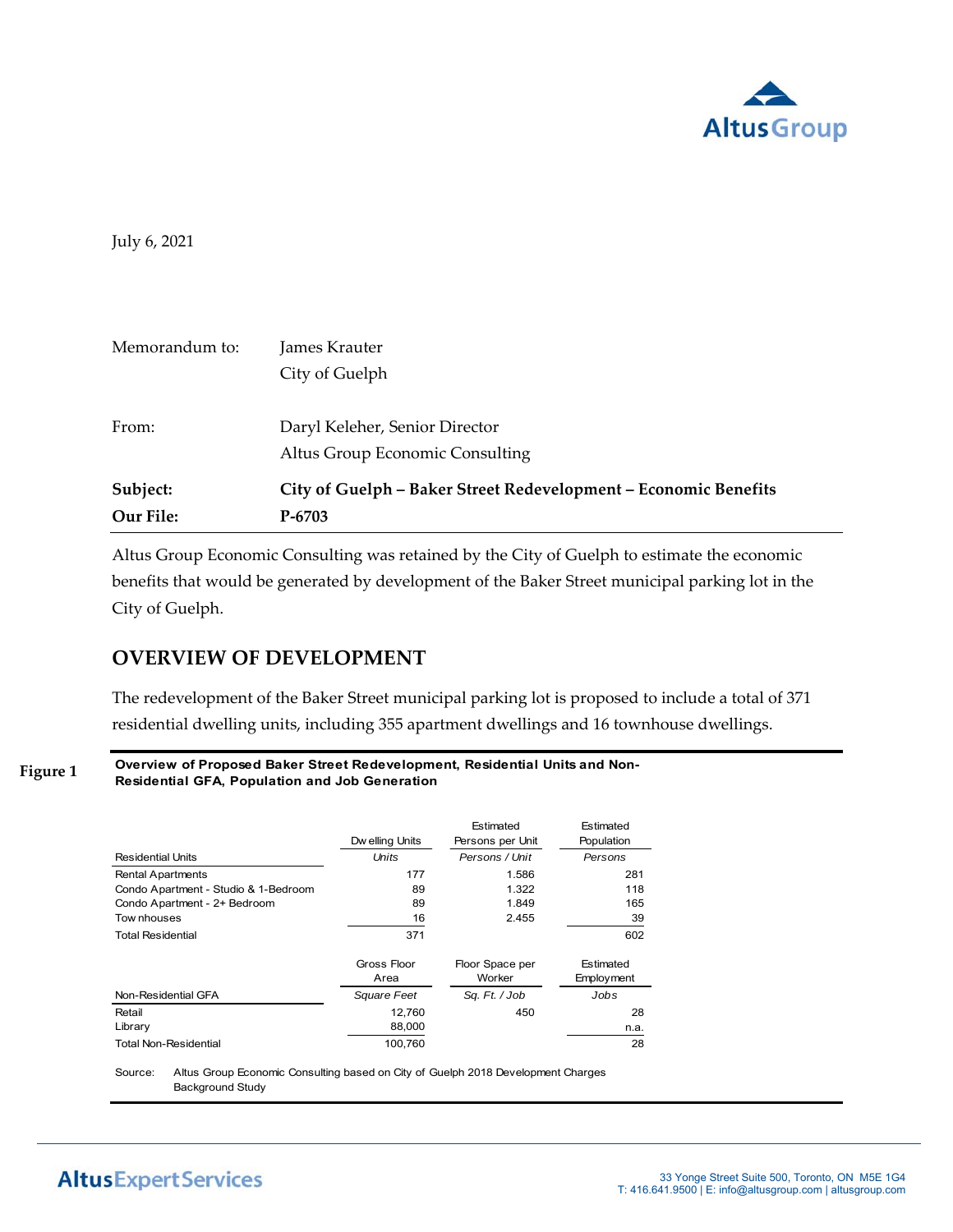July 6, 2021

| | |
|---|---|
| Memorandum to: | James Krauter<br>City of Guelph |
| From: | Daryl Keleher, Senior Director<br>Altus Group Economic Consulting |
| **Subject:** | **City of Guelph – Baker Street Redevelopment – Economic Benefits** |
| **Our File:** | **P-6703** |

Altus Group Economic Consulting was retained by the City of Guelph to estimate the economic benefits that would be generated by development of the Baker Street municipal parking lot in the City of Guelph.

## OVERVIEW OF DEVELOPMENT

The redevelopment of the Baker Street municipal parking lot is proposed to include a total of 371 residential dwelling units, including 355 apartment dwellings and 16 townhouse dwellings.

**Figure 1** **Overview of Proposed Baker Street Redevelopment, Residential Units and Non-Residential GFA, Population and Job Generation**

| Residential Units | Dwelling Units | Estimated Persons per Unit | Estimated Population |
|---|---|---|---|
| | *Units* | *Persons / Unit* | *Persons* |
| Rental Apartments | 177 | 1.586 | 281 |
| Condo Apartment - Studio & 1-Bedroom | 89 | 1.322 | 118 |
| Condo Apartment - 2+ Bedroom | 89 | 1.849 | 165 |
| Townhouses | 16 | 2.455 | 39 |
| Total Residential | 371 | | 602 |

| Non-Residential GFA | Gross Floor Area | Floor Space per Worker | Estimated Employment |
|---|---|---|---|
| | *Square Feet* | *Sq. Ft. / Job* | *Jobs* |
| Retail | 12,760 | 450 | 28 |
| Library | 88,000 | | n.a. |
| Total Non-Residential | 100,760 | | 28 |

Source: Altus Group Economic Consulting based on City of Guelph 2018 Development Charges Background Study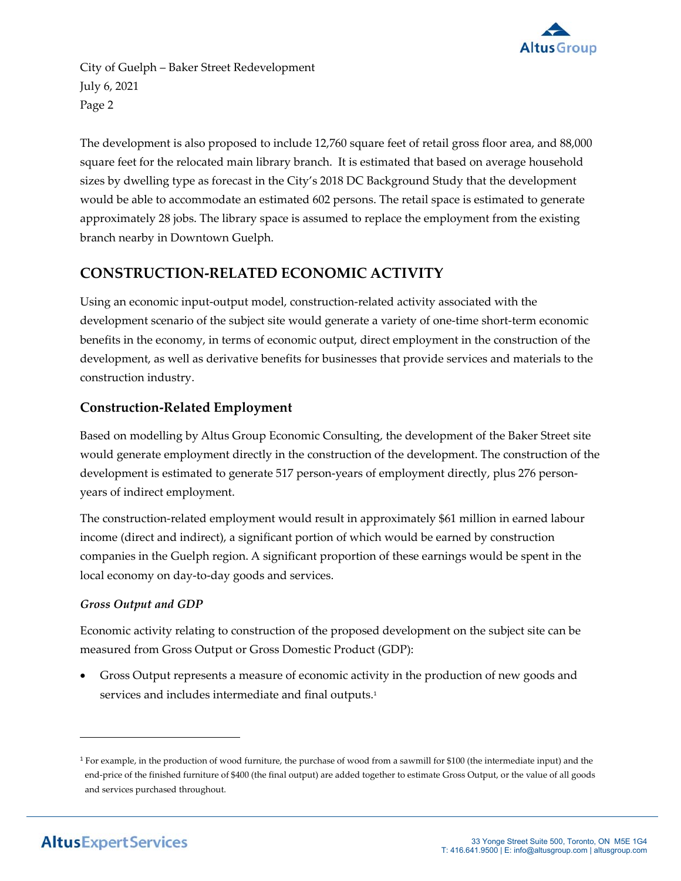The development is also proposed to include 12,760 square feet of retail gross floor area, and 88,000 square feet for the relocated main library branch. It is estimated that based on average household sizes by dwelling type as forecast in the City's 2018 DC Background Study that the development would be able to accommodate an estimated 602 persons. The retail space is estimated to generate approximately 28 jobs. The library space is assumed to replace the employment from the existing branch nearby in Downtown Guelph.

## CONSTRUCTION-RELATED ECONOMIC ACTIVITY

Using an economic input-output model, construction-related activity associated with the development scenario of the subject site would generate a variety of one-time short-term economic benefits in the economy, in terms of economic output, direct employment in the construction of the development, as well as derivative benefits for businesses that provide services and materials to the construction industry.

### Construction-Related Employment

Based on modelling by Altus Group Economic Consulting, the development of the Baker Street site would generate employment directly in the construction of the development. The construction of the development is estimated to generate 517 person-years of employment directly, plus 276 person-years of indirect employment.

The construction-related employment would result in approximately $61 million in earned labour income (direct and indirect), a significant portion of which would be earned by construction companies in the Guelph region. A significant proportion of these earnings would be spent in the local economy on day-to-day goods and services.

#### *Gross Output and GDP*

Economic activity relating to construction of the proposed development on the subject site can be measured from Gross Output or Gross Domestic Product (GDP):

- Gross Output represents a measure of economic activity in the production of new goods and services and includes intermediate and final outputs.[1]

[1] For example, in the production of wood furniture, the purchase of wood from a sawmill for $100 (the intermediate input) and the end-price of the finished furniture of $400 (the final output) are added together to estimate Gross Output, or the value of all goods and services purchased throughout.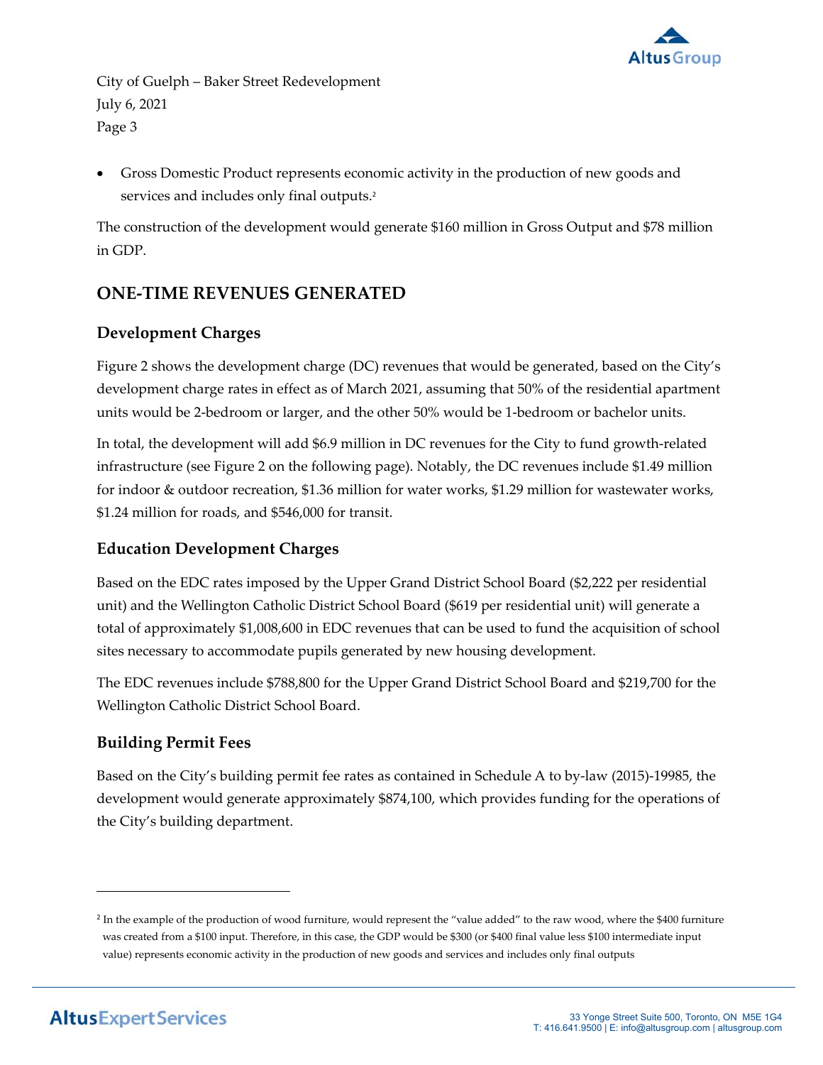- Gross Domestic Product represents economic activity in the production of new goods and services and includes only final outputs.[2]

The construction of the development would generate $160 million in Gross Output and $78 million in GDP.

## ONE-TIME REVENUES GENERATED

### Development Charges

Figure 2 shows the development charge (DC) revenues that would be generated, based on the City's development charge rates in effect as of March 2021, assuming that 50% of the residential apartment units would be 2-bedroom or larger, and the other 50% would be 1-bedroom or bachelor units.

In total, the development will add $6.9 million in DC revenues for the City to fund growth-related infrastructure (see Figure 2 on the following page). Notably, the DC revenues include $1.49 million for indoor & outdoor recreation, $1.36 million for water works, $1.29 million for wastewater works, $1.24 million for roads, and $546,000 for transit.

### Education Development Charges

Based on the EDC rates imposed by the Upper Grand District School Board ($2,222 per residential unit) and the Wellington Catholic District School Board ($619 per residential unit) will generate a total of approximately $1,008,600 in EDC revenues that can be used to fund the acquisition of school sites necessary to accommodate pupils generated by new housing development.

The EDC revenues include $788,800 for the Upper Grand District School Board and $219,700 for the Wellington Catholic District School Board.

### Building Permit Fees

Based on the City's building permit fee rates as contained in Schedule A to by-law (2015)-19985, the development would generate approximately $874,100, which provides funding for the operations of the City's building department.

---

[2] In the example of the production of wood furniture, would represent the "value added" to the raw wood, where the $400 furniture was created from a $100 input. Therefore, in this case, the GDP would be $300 (or $400 final value less $100 intermediate input value) represents economic activity in the production of new goods and services and includes only final outputs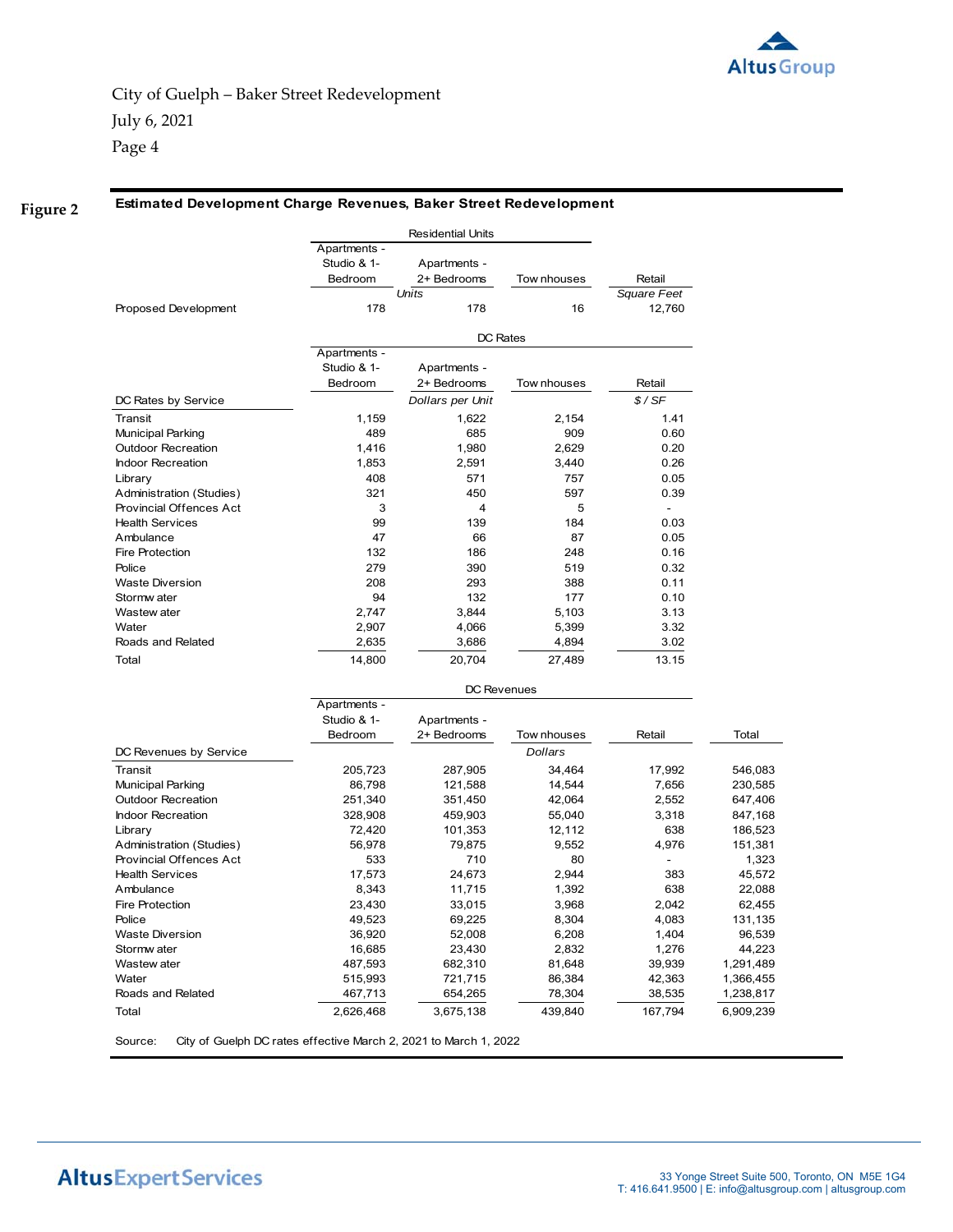City of Guelph – Baker Street Redevelopment

July 6, 2021

**Figure 2**

**Estimated Development Charge Revenues, Baker Street Redevelopment**

| | Residential Units | | | |
|---|---|---|---|---|
| | Apartments - Studio & 1-Bedroom | Apartments - 2+ Bedrooms | Townhouses | Retail |
| | *Units* | | | *Square Feet* |
| Proposed Development | 178 | 178 | 16 | 12,760 |

| | DC Rates | | | |
|---|---|---|---|---|
| | Apartments - Studio & 1-Bedroom | Apartments - 2+ Bedrooms | Townhouses | Retail |
| DC Rates by Service | *Dollars per Unit* | | | *$ / SF* |
| Transit | 1,159 | 1,622 | 2,154 | 1.41 |
| Municipal Parking | 489 | 685 | 909 | 0.60 |
| Outdoor Recreation | 1,416 | 1,980 | 2,629 | 0.20 |
| Indoor Recreation | 1,853 | 2,591 | 3,440 | 0.26 |
| Library | 408 | 571 | 757 | 0.05 |
| Administration (Studies) | 321 | 450 | 597 | 0.39 |
| Provincial Offences Act | 3 | 4 | 5 | - |
| Health Services | 99 | 139 | 184 | 0.03 |
| Ambulance | 47 | 66 | 87 | 0.05 |
| Fire Protection | 132 | 186 | 248 | 0.16 |
| Police | 279 | 390 | 519 | 0.32 |
| Waste Diversion | 208 | 293 | 388 | 0.11 |
| Stormwater | 94 | 132 | 177 | 0.10 |
| Wastewater | 2,747 | 3,844 | 5,103 | 3.13 |
| Water | 2,907 | 4,066 | 5,399 | 3.32 |
| Roads and Related | 2,635 | 3,686 | 4,894 | 3.02 |
| Total | 14,800 | 20,704 | 27,489 | 13.15 |

| | DC Revenues | | | | |
|---|---|---|---|---|---|
| | Apartments - Studio & 1-Bedroom | Apartments - 2+ Bedrooms | Townhouses | Retail | Total |
| DC Revenues by Service | | | *Dollars* | | |
| Transit | 205,723 | 287,905 | 34,464 | 17,992 | 546,083 |
| Municipal Parking | 86,798 | 121,588 | 14,544 | 7,656 | 230,585 |
| Outdoor Recreation | 251,340 | 351,450 | 42,064 | 2,552 | 647,406 |
| Indoor Recreation | 328,908 | 459,903 | 55,040 | 3,318 | 847,168 |
| Library | 72,420 | 101,353 | 12,112 | 638 | 186,523 |
| Administration (Studies) | 56,978 | 79,875 | 9,552 | 4,976 | 151,381 |
| Provincial Offences Act | 533 | 710 | 80 | - | 1,323 |
| Health Services | 17,573 | 24,673 | 2,944 | 383 | 45,572 |
| Ambulance | 8,343 | 11,715 | 1,392 | 638 | 22,088 |
| Fire Protection | 23,430 | 33,015 | 3,968 | 2,042 | 62,455 |
| Police | 49,523 | 69,225 | 8,304 | 4,083 | 131,135 |
| Waste Diversion | 36,920 | 52,008 | 6,208 | 1,404 | 96,539 |
| Stormwater | 16,685 | 23,430 | 2,832 | 1,276 | 44,223 |
| Wastewater | 487,593 | 682,310 | 81,648 | 39,939 | 1,291,489 |
| Water | 515,993 | 721,715 | 86,384 | 42,363 | 1,366,455 |
| Roads and Related | 467,713 | 654,265 | 78,304 | 38,535 | 1,238,817 |
| Total | 2,626,468 | 3,675,138 | 439,840 | 167,794 | 6,909,239 |

Source: City of Guelph DC rates effective March 2, 2021 to March 1, 2022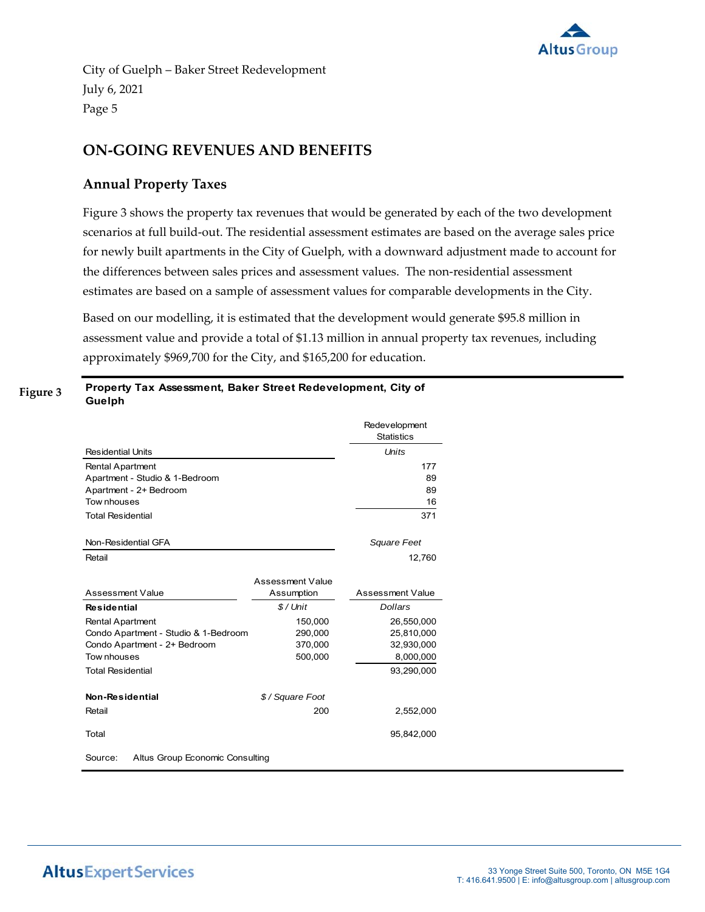## ON-GOING REVENUES AND BENEFITS

### Annual Property Taxes

Figure 3 shows the property tax revenues that would be generated by each of the two development scenarios at full build-out. The residential assessment estimates are based on the average sales price for newly built apartments in the City of Guelph, with a downward adjustment made to account for the differences between sales prices and assessment values. The non-residential assessment estimates are based on a sample of assessment values for comparable developments in the City.

Based on our modelling, it is estimated that the development would generate $95.8 million in assessment value and provide a total of $1.13 million in annual property tax revenues, including approximately $969,700 for the City, and $165,200 for education.

**Figure 3** **Property Tax Assessment, Baker Street Redevelopment, City of Guelph**

| | | Redevelopment Statistics |
|---|---|---|
| Residential Units | | *Units* |
| Rental Apartment | | 177 |
| Apartment - Studio & 1-Bedroom | | 89 |
| Apartment - 2+ Bedroom | | 89 |
| Townhouses | | 16 |
| Total Residential | | 371 |
| | | |
| Non-Residential GFA | | *Square Feet* |
| Retail | | 12,760 |
| | | |
| Assessment Value | Assessment Value Assumption | Assessment Value |
| **Residential** | *$ / Unit* | *Dollars* |
| Rental Apartment | 150,000 | 26,550,000 |
| Condo Apartment - Studio & 1-Bedroom | 290,000 | 25,810,000 |
| Condo Apartment - 2+ Bedroom | 370,000 | 32,930,000 |
| Townhouses | 500,000 | 8,000,000 |
| Total Residential | | 93,290,000 |
| | | |
| **Non-Residential** | *$ / Square Foot* | |
| Retail | 200 | 2,552,000 |
| | | |
| Total | | 95,842,000 |

Source: Altus Group Economic Consulting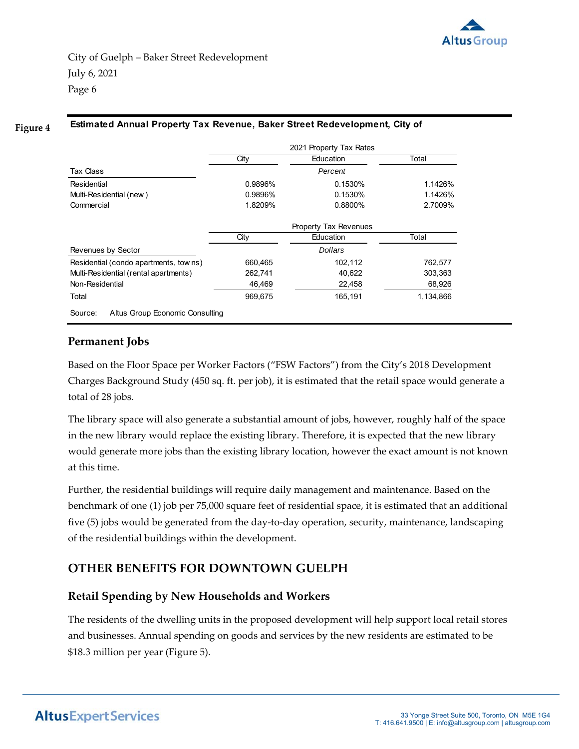**Figure 4** **Estimated Annual Property Tax Revenue, Baker Street Redevelopment, City of**

| | 2021 Property Tax Rates | | |
|---|---|---|---|
| | City | Education | Total |
| Tax Class | | *Percent* | |
| Residential | 0.9896% | 0.1530% | 1.1426% |
| Multi-Residential (new ) | 0.9896% | 0.1530% | 1.1426% |
| Commercial | 1.8209% | 0.8800% | 2.7009% |
| | **Property Tax Revenues** | | |
| | City | Education | Total |
| Revenues by Sector | | *Dollars* | |
| Residential (condo apartments, tow ns) | 660,465 | 102,112 | 762,577 |
| Multi-Residential (rental apartments) | 262,741 | 40,622 | 303,363 |
| Non-Residential | 46,469 | 22,458 | 68,926 |
| Total | 969,675 | 165,191 | 1,134,866 |

Source: Altus Group Economic Consulting

### Permanent Jobs

Based on the Floor Space per Worker Factors ("FSW Factors") from the City's 2018 Development Charges Background Study (450 sq. ft. per job), it is estimated that the retail space would generate a total of 28 jobs.

The library space will also generate a substantial amount of jobs, however, roughly half of the space in the new library would replace the existing library. Therefore, it is expected that the new library would generate more jobs than the existing library location, however the exact amount is not known at this time.

Further, the residential buildings will require daily management and maintenance. Based on the benchmark of one (1) job per 75,000 square feet of residential space, it is estimated that an additional five (5) jobs would be generated from the day-to-day operation, security, maintenance, landscaping of the residential buildings within the development.

## OTHER BENEFITS FOR DOWNTOWN GUELPH

### Retail Spending by New Households and Workers

The residents of the dwelling units in the proposed development will help support local retail stores and businesses. Annual spending on goods and services by the new residents are estimated to be $18.3 million per year (Figure 5).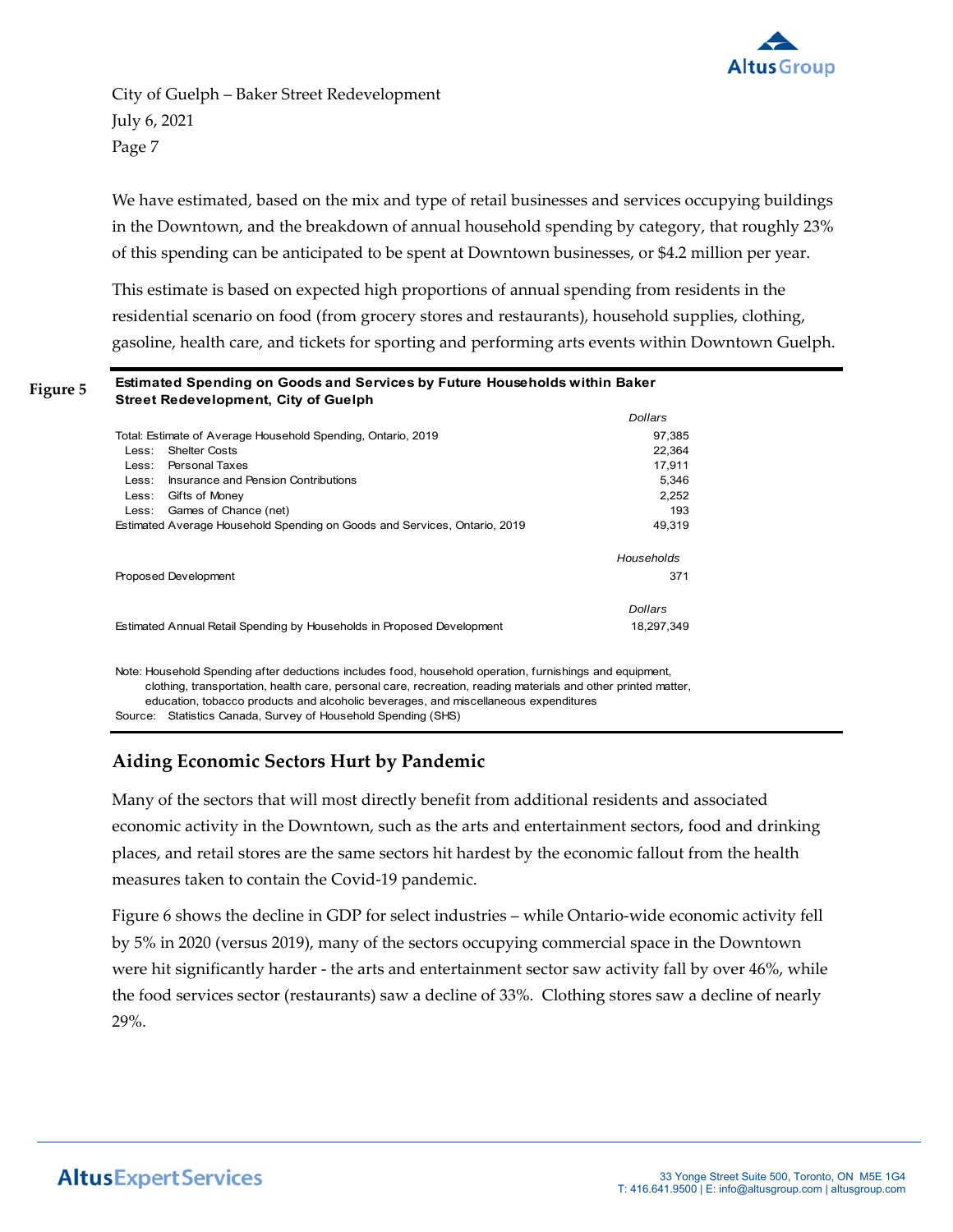We have estimated, based on the mix and type of retail businesses and services occupying buildings in the Downtown, and the breakdown of annual household spending by category, that roughly 23% of this spending can be anticipated to be spent at Downtown businesses, or $4.2 million per year.

This estimate is based on expected high proportions of annual spending from residents in the residential scenario on food (from grocery stores and restaurants), household supplies, clothing, gasoline, health care, and tickets for sporting and performing arts events within Downtown Guelph.

**Figure 5** **Estimated Spending on Goods and Services by Future Households within Baker Street Redevelopment, City of Guelph**

| | *Dollars* |
|---|---|
| Total: Estimate of Average Household Spending, Ontario, 2019 | 97,385 |
| Less: Shelter Costs | 22,364 |
| Less: Personal Taxes | 17,911 |
| Less: Insurance and Pension Contributions | 5,346 |
| Less: Gifts of Money | 2,252 |
| Less: Games of Chance (net) | 193 |
| Estimated Average Household Spending on Goods and Services, Ontario, 2019 | 49,319 |
| | *Households* |
| Proposed Development | 371 |
| | *Dollars* |
| Estimated Annual Retail Spending by Households in Proposed Development | 18,297,349 |

Note: Household Spending after deductions includes food, household operation, furnishings and equipment, clothing, transportation, health care, personal care, recreation, reading materials and other printed matter, education, tobacco products and alcoholic beverages, and miscellaneous expenditures
Source: Statistics Canada, Survey of Household Spending (SHS)

## Aiding Economic Sectors Hurt by Pandemic

Many of the sectors that will most directly benefit from additional residents and associated economic activity in the Downtown, such as the arts and entertainment sectors, food and drinking places, and retail stores are the same sectors hit hardest by the economic fallout from the health measures taken to contain the Covid-19 pandemic.

Figure 6 shows the decline in GDP for select industries – while Ontario-wide economic activity fell by 5% in 2020 (versus 2019), many of the sectors occupying commercial space in the Downtown were hit significantly harder - the arts and entertainment sector saw activity fall by over 46%, while the food services sector (restaurants) saw a decline of 33%. Clothing stores saw a decline of nearly 29%.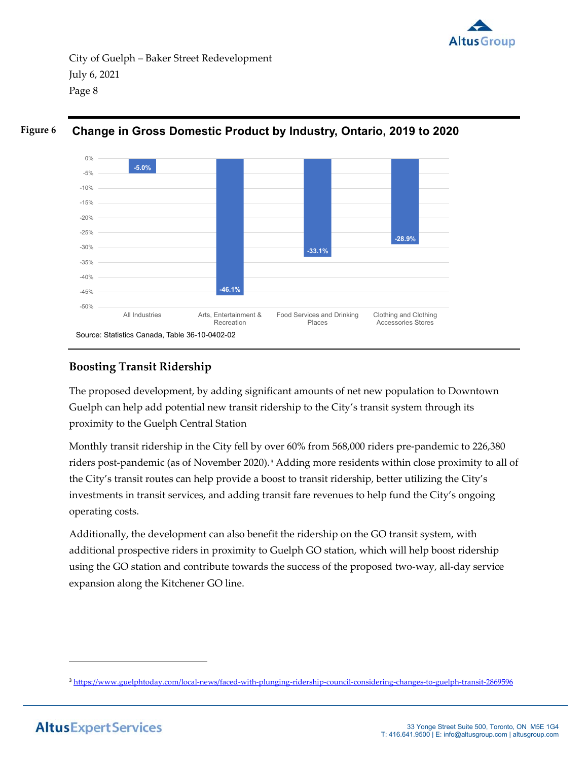**Figure 6** **Change in Gross Domestic Product by Industry, Ontario, 2019 to 2020**

| Industry | Change |
|---|---|
| All Industries | -5.0% |
| Arts, Entertainment & Recreation | -46.1% |
| Food Services and Drinking Places | -33.1% |
| Clothing and Clothing Accessories Stores | -28.9% |

Source: Statistics Canada, Table 36-10-0402-02

## Boosting Transit Ridership

The proposed development, by adding significant amounts of net new population to Downtown Guelph can help add potential new transit ridership to the City's transit system through its proximity to the Guelph Central Station

Monthly transit ridership in the City fell by over 60% from 568,000 riders pre-pandemic to 226,380 riders post-pandemic (as of November 2020).[3] Adding more residents within close proximity to all of the City's transit routes can help provide a boost to transit ridership, better utilizing the City's investments in transit services, and adding transit fare revenues to help fund the City's ongoing operating costs.

Additionally, the development can also benefit the ridership on the GO transit system, with additional prospective riders in proximity to Guelph GO station, which will help boost ridership using the GO station and contribute towards the success of the proposed two-way, all-day service expansion along the Kitchener GO line.

---

[3] https://www.guelphtoday.com/local-news/faced-with-plunging-ridership-council-considering-changes-to-guelph-transit-2869596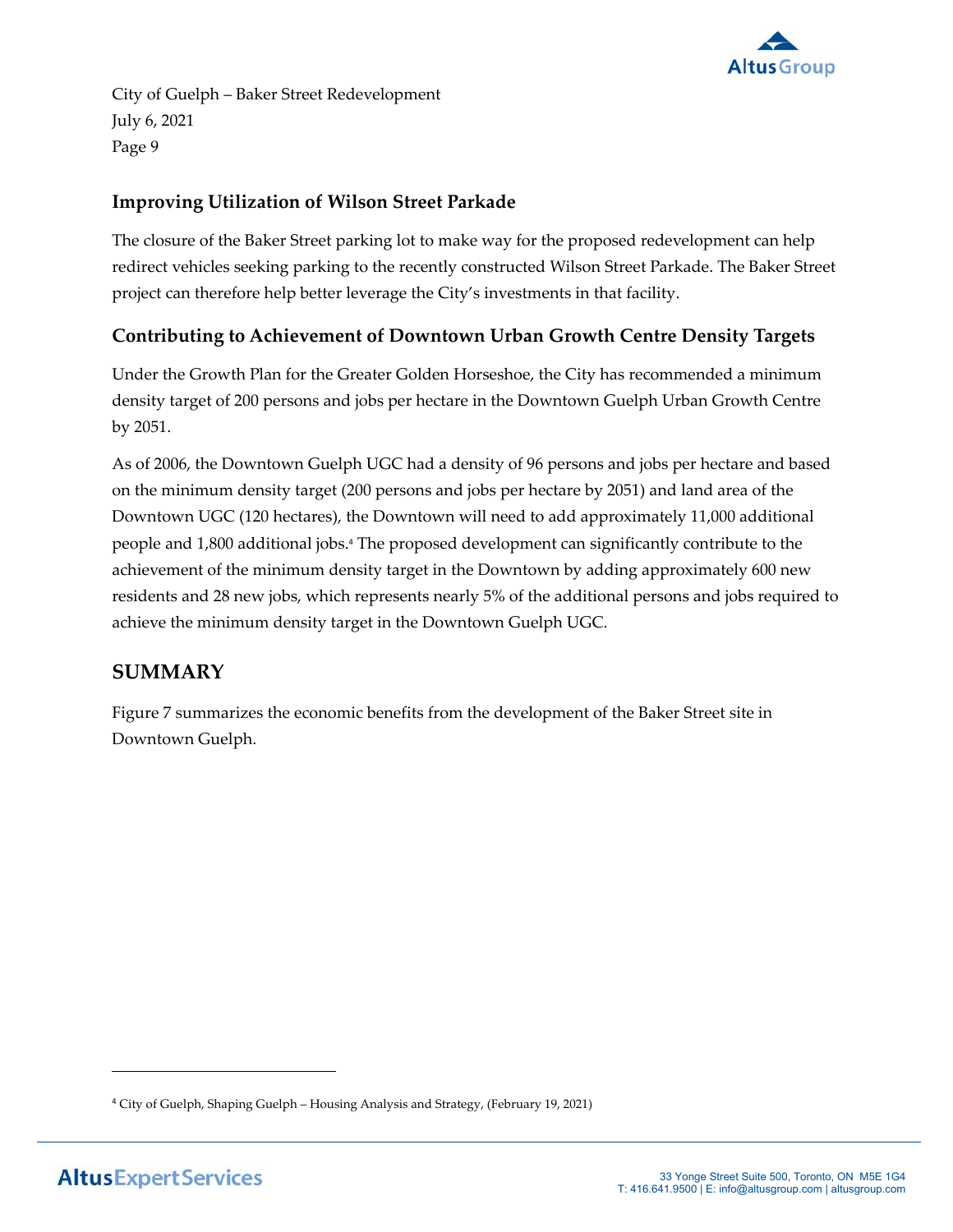### Improving Utilization of Wilson Street Parkade

The closure of the Baker Street parking lot to make way for the proposed redevelopment can help redirect vehicles seeking parking to the recently constructed Wilson Street Parkade. The Baker Street project can therefore help better leverage the City's investments in that facility.

### Contributing to Achievement of Downtown Urban Growth Centre Density Targets

Under the Growth Plan for the Greater Golden Horseshoe, the City has recommended a minimum density target of 200 persons and jobs per hectare in the Downtown Guelph Urban Growth Centre by 2051.

As of 2006, the Downtown Guelph UGC had a density of 96 persons and jobs per hectare and based on the minimum density target (200 persons and jobs per hectare by 2051) and land area of the Downtown UGC (120 hectares), the Downtown will need to add approximately 11,000 additional people and 1,800 additional jobs.[4] The proposed development can significantly contribute to the achievement of the minimum density target in the Downtown by adding approximately 600 new residents and 28 new jobs, which represents nearly 5% of the additional persons and jobs required to achieve the minimum density target in the Downtown Guelph UGC.

## SUMMARY

Figure 7 summarizes the economic benefits from the development of the Baker Street site in Downtown Guelph.

---

[4] City of Guelph, Shaping Guelph – Housing Analysis and Strategy, (February 19, 2021)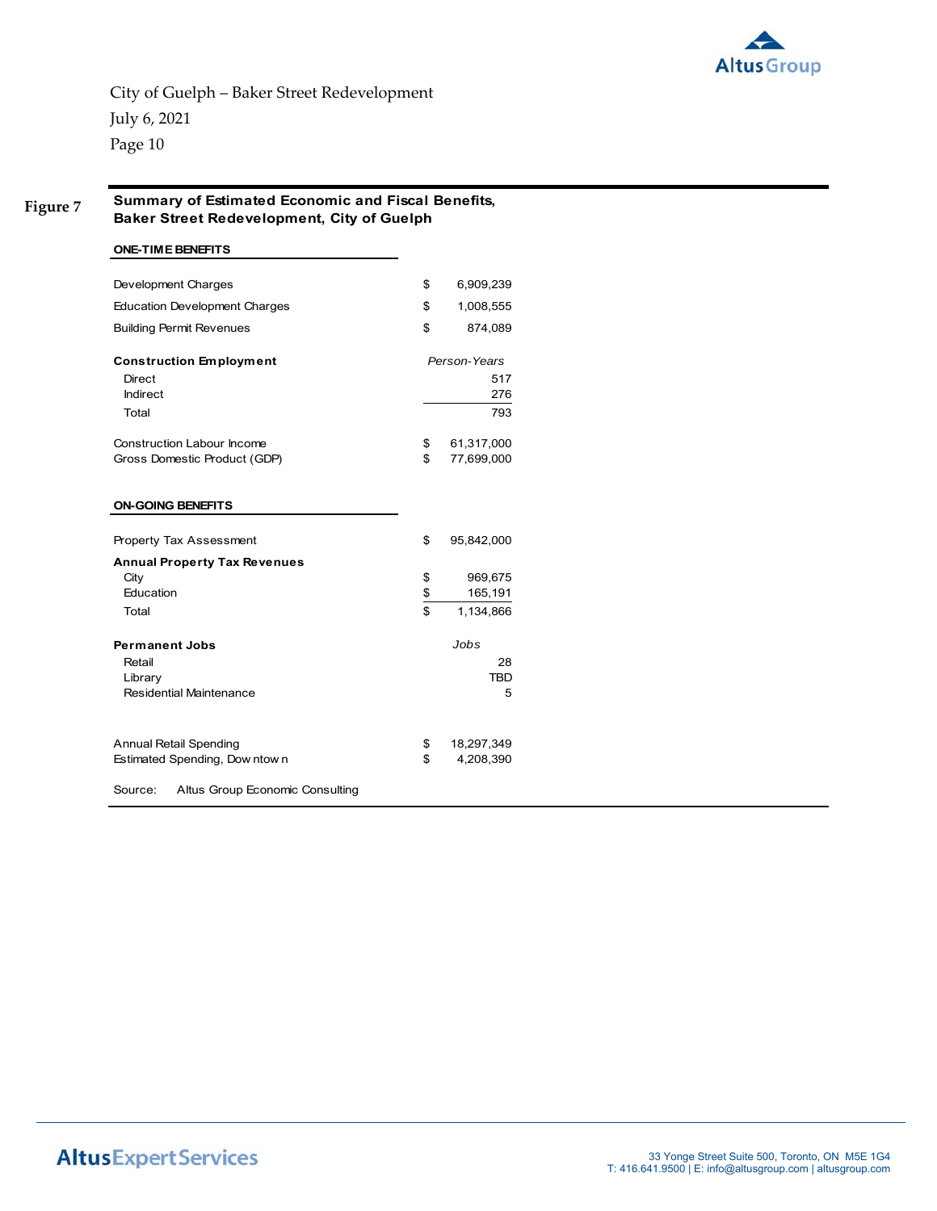**Figure 7** **Summary of Estimated Economic and Fiscal Benefits, Baker Street Redevelopment, City of Guelph**

| | |
|---|---|
| **ONE-TIME BENEFITS** | |
| Development Charges | $ 6,909,239 |
| Education Development Charges | $ 1,008,555 |
| Building Permit Revenues | $ 874,089 |
| **Construction Employment** | *Person-Years* |
| Direct | 517 |
| Indirect | 276 |
| Total | 793 |
| Construction Labour Income | $ 61,317,000 |
| Gross Domestic Product (GDP) | $ 77,699,000 |
| **ON-GOING BENEFITS** | |
| Property Tax Assessment | $ 95,842,000 |
| **Annual Property Tax Revenues** | |
| City | $ 969,675 |
| Education | $ 165,191 |
| Total | $ 1,134,866 |
| **Permanent Jobs** | *Jobs* |
| Retail | 28 |
| Library | TBD |
| Residential Maintenance | 5 |
| Annual Retail Spending | $ 18,297,349 |
| Estimated Spending, Downtown | $ 4,208,390 |

Source: Altus Group Economic Consulting